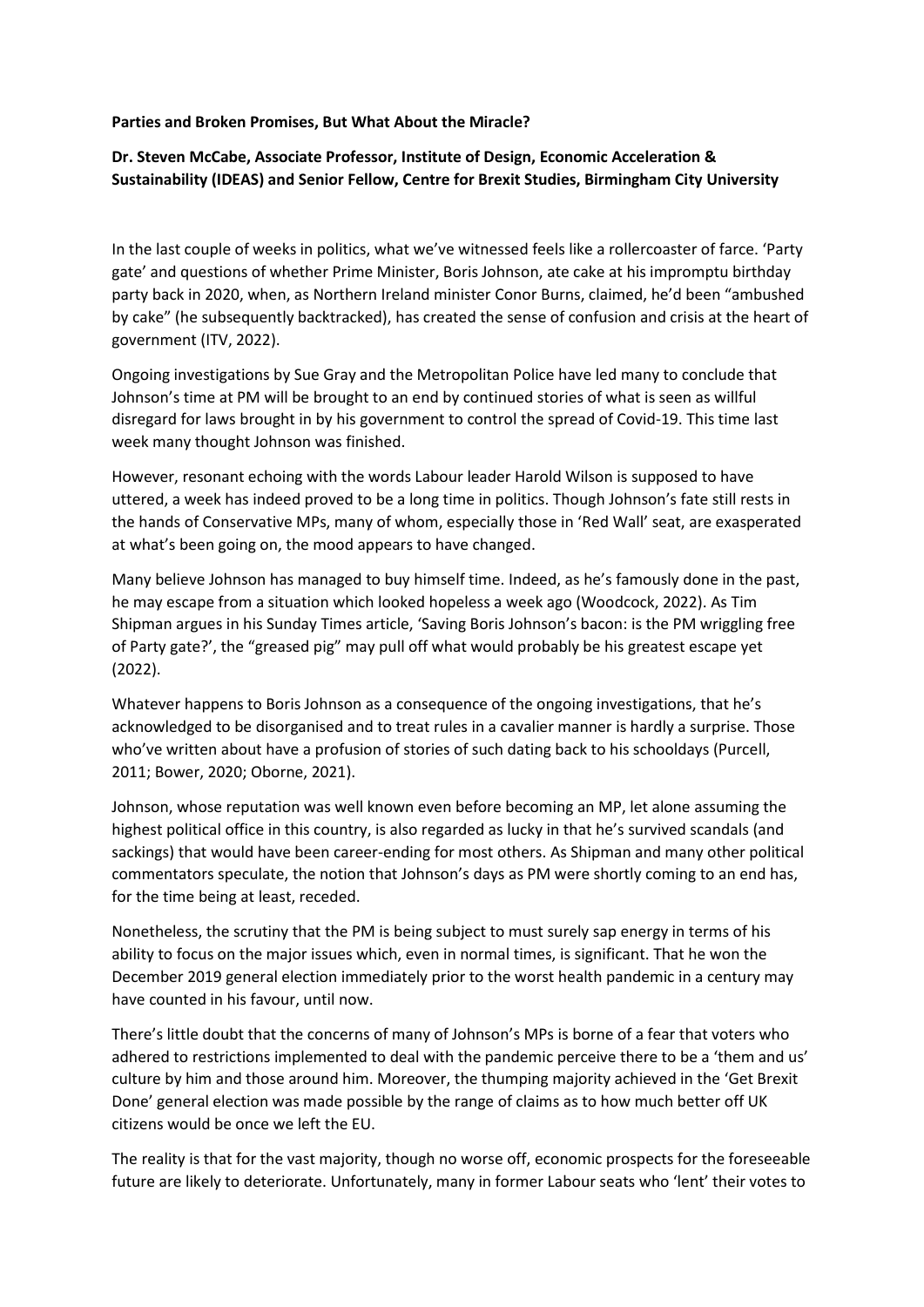**Parties and Broken Promises, But What About the Miracle?**

**Dr. Steven McCabe, Associate Professor, Institute of Design, Economic Acceleration & Sustainability (IDEAS) and Senior Fellow, Centre for Brexit Studies, Birmingham City University**

In the last couple of weeks in politics, what we've witnessed feels like a rollercoaster of farce. 'Party gate' and questions of whether Prime Minister, Boris Johnson, ate cake at his impromptu birthday party back in 2020, when, as Northern Ireland minister Conor Burns, claimed, he'd been "ambushed by cake" (he subsequently backtracked), has created the sense of confusion and crisis at the heart of government (ITV, 2022).

Ongoing investigations by Sue Gray and the Metropolitan Police have led many to conclude that Johnson's time at PM will be brought to an end by continued stories of what is seen as willful disregard for laws brought in by his government to control the spread of Covid-19. This time last week many thought Johnson was finished.

However, resonant echoing with the words Labour leader Harold Wilson is supposed to have uttered, a week has indeed proved to be a long time in politics. Though Johnson's fate still rests in the hands of Conservative MPs, many of whom, especially those in 'Red Wall' seat, are exasperated at what's been going on, the mood appears to have changed.

Many believe Johnson has managed to buy himself time. Indeed, as he's famously done in the past, he may escape from a situation which looked hopeless a week ago (Woodcock, 2022). As Tim Shipman argues in his Sunday Times article, 'Saving Boris Johnson's bacon: is the PM wriggling free of Party gate?', the "greased pig" may pull off what would probably be his greatest escape yet (2022).

Whatever happens to Boris Johnson as a consequence of the ongoing investigations, that he's acknowledged to be disorganised and to treat rules in a cavalier manner is hardly a surprise. Those who've written about have a profusion of stories of such dating back to his schooldays (Purcell, 2011; Bower, 2020; Oborne, 2021).

Johnson, whose reputation was well known even before becoming an MP, let alone assuming the highest political office in this country, is also regarded as lucky in that he's survived scandals (and sackings) that would have been career-ending for most others. As Shipman and many other political commentators speculate, the notion that Johnson's days as PM were shortly coming to an end has, for the time being at least, receded.

Nonetheless, the scrutiny that the PM is being subject to must surely sap energy in terms of his ability to focus on the major issues which, even in normal times, is significant. That he won the December 2019 general election immediately prior to the worst health pandemic in a century may have counted in his favour, until now.

There's little doubt that the concerns of many of Johnson's MPs is borne of a fear that voters who adhered to restrictions implemented to deal with the pandemic perceive there to be a 'them and us' culture by him and those around him. Moreover, the thumping majority achieved in the 'Get Brexit Done' general election was made possible by the range of claims as to how much better off UK citizens would be once we left the EU.

The reality is that for the vast majority, though no worse off, economic prospects for the foreseeable future are likely to deteriorate. Unfortunately, many in former Labour seats who 'lent' their votes to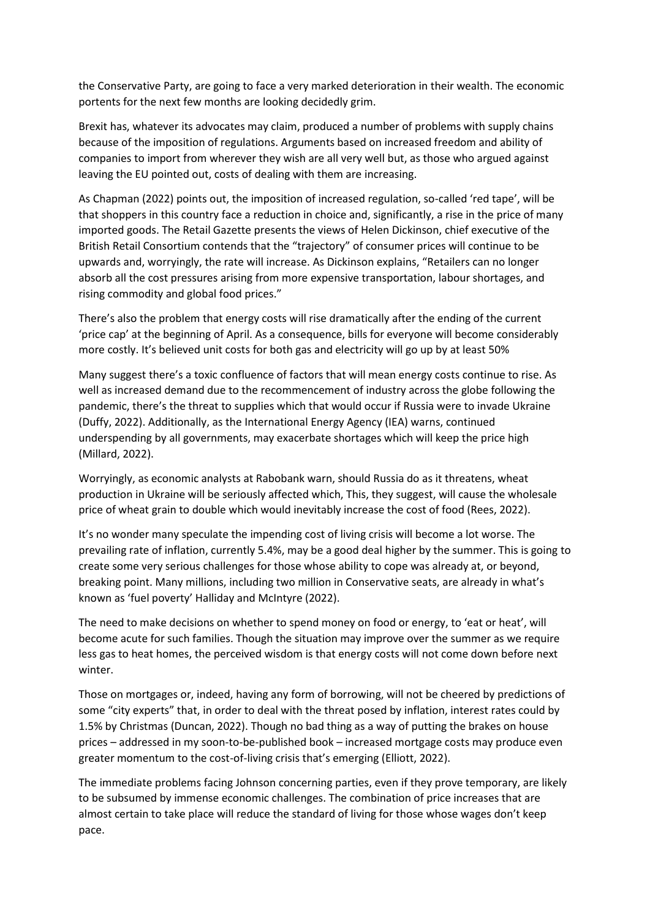the Conservative Party, are going to face a very marked deterioration in their wealth. The economic portents for the next few months are looking decidedly grim.

Brexit has, whatever its advocates may claim, produced a number of problems with supply chains because of the imposition of regulations. Arguments based on increased freedom and ability of companies to import from wherever they wish are all very well but, as those who argued against leaving the EU pointed out, costs of dealing with them are increasing.

As Chapman (2022) points out, the imposition of increased regulation, so-called 'red tape', will be that shoppers in this country face a reduction in choice and, significantly, a rise in the price of many imported goods. The Retail Gazette presents the views of Helen Dickinson, chief executive of the British Retail Consortium contends that the "trajectory" of consumer prices will continue to be upwards and, worryingly, the rate will increase. As Dickinson explains, "Retailers can no longer absorb all the cost pressures arising from more expensive transportation, labour shortages, and rising commodity and global food prices."

There's also the problem that energy costs will rise dramatically after the ending of the current 'price cap' at the beginning of April. As a consequence, bills for everyone will become considerably more costly. It's believed unit costs for both gas and electricity will go up by at least 50%

Many suggest there's a toxic confluence of factors that will mean energy costs continue to rise. As well as increased demand due to the recommencement of industry across the globe following the pandemic, there's the threat to supplies which that would occur if Russia were to invade Ukraine (Duffy, 2022). Additionally, as the International Energy Agency (IEA) warns, continued underspending by all governments, may exacerbate shortages which will keep the price high (Millard, 2022).

Worryingly, as economic analysts at Rabobank warn, should Russia do as it threatens, wheat production in Ukraine will be seriously affected which, This, they suggest, will cause the wholesale price of wheat grain to double which would inevitably increase the cost of food (Rees, 2022).

It's no wonder many speculate the impending cost of living crisis will become a lot worse. The prevailing rate of inflation, currently 5.4%, may be a good deal higher by the summer. This is going to create some very serious challenges for those whose ability to cope was already at, or beyond, breaking point. Many millions, including two million in Conservative seats, are already in what's known as 'fuel poverty' Halliday and McIntyre (2022).

The need to make decisions on whether to spend money on food or energy, to 'eat or heat', will become acute for such families. Though the situation may improve over the summer as we require less gas to heat homes, the perceived wisdom is that energy costs will not come down before next winter.

Those on mortgages or, indeed, having any form of borrowing, will not be cheered by predictions of some "city experts" that, in order to deal with the threat posed by inflation, interest rates could by 1.5% by Christmas (Duncan, 2022). Though no bad thing as a way of putting the brakes on house prices – addressed in my soon-to-be-published book – increased mortgage costs may produce even greater momentum to the cost-of-living crisis that's emerging (Elliott, 2022).

The immediate problems facing Johnson concerning parties, even if they prove temporary, are likely to be subsumed by immense economic challenges. The combination of price increases that are almost certain to take place will reduce the standard of living for those whose wages don't keep pace.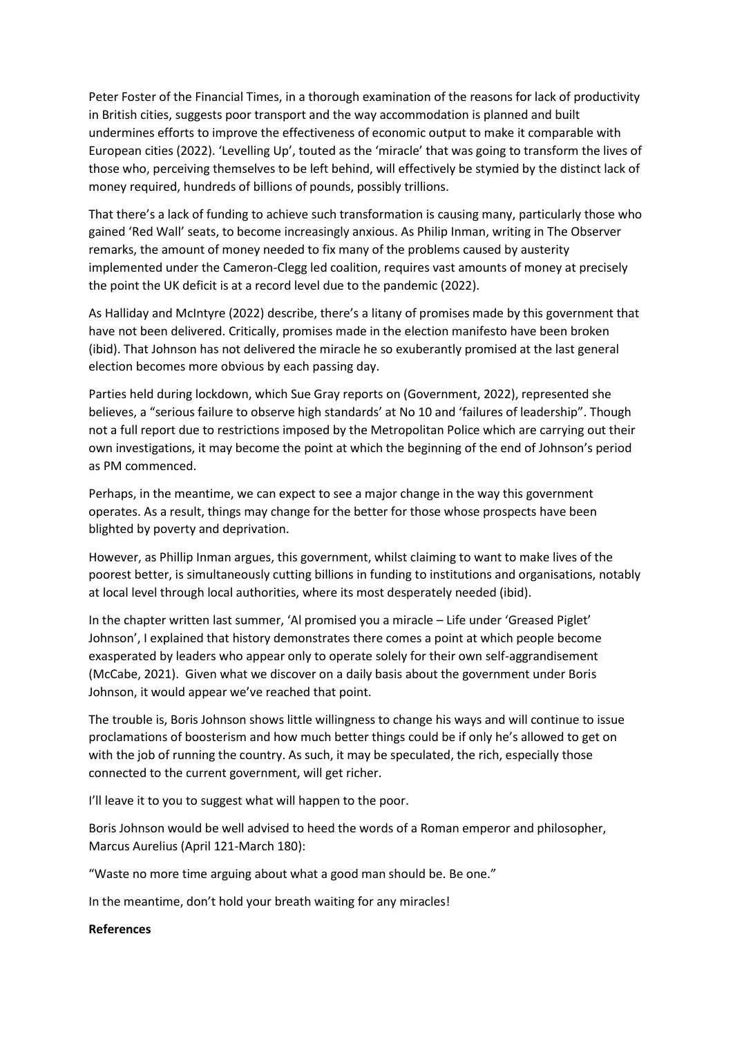Peter Foster of the Financial Times, in a thorough examination of the reasons for lack of productivity in British cities, suggests poor transport and the way accommodation is planned and built undermines efforts to improve the effectiveness of economic output to make it comparable with European cities (2022). 'Levelling Up', touted as the 'miracle' that was going to transform the lives of those who, perceiving themselves to be left behind, will effectively be stymied by the distinct lack of money required, hundreds of billions of pounds, possibly trillions.

That there's a lack of funding to achieve such transformation is causing many, particularly those who gained 'Red Wall' seats, to become increasingly anxious. As Philip Inman, writing in The Observer remarks, the amount of money needed to fix many of the problems caused by austerity implemented under the Cameron-Clegg led coalition, requires vast amounts of money at precisely the point the UK deficit is at a record level due to the pandemic (2022).

As Halliday and McIntyre (2022) describe, there's a litany of promises made by this government that have not been delivered. Critically, promises made in the election manifesto have been broken (ibid). That Johnson has not delivered the miracle he so exuberantly promised at the last general election becomes more obvious by each passing day.

Parties held during lockdown, which Sue Gray reports on (Government, 2022), represented she believes, a "serious failure to observe high standards' at No 10 and 'failures of leadership". Though not a full report due to restrictions imposed by the Metropolitan Police which are carrying out their own investigations, it may become the point at which the beginning of the end of Johnson's period as PM commenced.

Perhaps, in the meantime, we can expect to see a major change in the way this government operates. As a result, things may change for the better for those whose prospects have been blighted by poverty and deprivation.

However, as Phillip Inman argues, this government, whilst claiming to want to make lives of the poorest better, is simultaneously cutting billions in funding to institutions and organisations, notably at local level through local authorities, where its most desperately needed (ibid).

In the chapter written last summer, 'Al promised you a miracle – Life under 'Greased Piglet' Johnson', I explained that history demonstrates there comes a point at which people become exasperated by leaders who appear only to operate solely for their own self-aggrandisement (McCabe, 2021). Given what we discover on a daily basis about the government under Boris Johnson, it would appear we've reached that point.

The trouble is, Boris Johnson shows little willingness to change his ways and will continue to issue proclamations of boosterism and how much better things could be if only he's allowed to get on with the job of running the country. As such, it may be speculated, the rich, especially those connected to the current government, will get richer.

I'll leave it to you to suggest what will happen to the poor.

Boris Johnson would be well advised to heed the words of a Roman emperor and philosopher, Marcus Aurelius (April 121-March 180):

"Waste no more time arguing about what a good man should be. Be one."

In the meantime, don't hold your breath waiting for any miracles!

**References**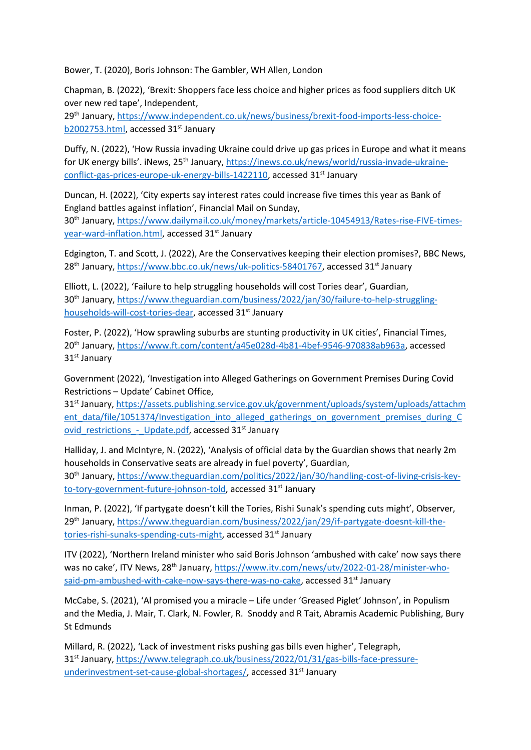Bower, T. (2020), Boris Johnson: The Gambler, WH Allen, London

Chapman, B. (2022), 'Brexit: Shoppers face less choice and higher prices as food suppliers ditch UK over new red tape', Independent, 29th January, https://www.independent.co.uk/news/business/brexit-food-imports-less-choice-b2002753.html, accessed 31st January

Duffy, N. (2022), 'How Russia invading Ukraine could drive up gas prices in Europe and what it means for UK energy bills'. iNews, 25th January, https://inews.co.uk/news/world/russia-invade-ukraine-conflict-gas-prices-europe-uk-energy-bills-1422110, accessed 31st January

Duncan, H. (2022), 'City experts say interest rates could increase five times this year as Bank of England battles against inflation', Financial Mail on Sunday, 30th January, https://www.dailymail.co.uk/money/markets/article-10454913/Rates-rise-FIVE-times-year-ward-inflation.html, accessed 31st January

Edgington, T. and Scott, J. (2022), Are the Conservatives keeping their election promises?, BBC News, 28th January, https://www.bbc.co.uk/news/uk-politics-58401767, accessed 31st January

Elliott, L. (2022), 'Failure to help struggling households will cost Tories dear', Guardian, 30th January, https://www.theguardian.com/business/2022/jan/30/failure-to-help-struggling-households-will-cost-tories-dear, accessed 31st January

Foster, P. (2022), 'How sprawling suburbs are stunting productivity in UK cities', Financial Times, 20th January, https://www.ft.com/content/a45e028d-4b81-4bef-9546-970838ab963a, accessed 31st January

Government (2022), 'Investigation into Alleged Gatherings on Government Premises During Covid Restrictions – Update' Cabinet Office, 31st January, https://assets.publishing.service.gov.uk/government/uploads/system/uploads/attachment_data/file/1051374/Investigation_into_alleged_gatherings_on_government_premises_during_Covid_restrictions_-_Update.pdf, accessed 31st January

Halliday, J. and McIntyre, N. (2022), 'Analysis of official data by the Guardian shows that nearly 2m households in Conservative seats are already in fuel poverty', Guardian, 30th January, https://www.theguardian.com/politics/2022/jan/30/handling-cost-of-living-crisis-key-to-tory-government-future-johnson-told, accessed 31st January

Inman, P. (2022), 'If partygate doesn't kill the Tories, Rishi Sunak's spending cuts might', Observer, 29th January, https://www.theguardian.com/business/2022/jan/29/if-partygate-doesnt-kill-the-tories-rishi-sunaks-spending-cuts-might, accessed 31st January

ITV (2022), 'Northern Ireland minister who said Boris Johnson 'ambushed with cake' now says there was no cake', ITV News, 28th January, https://www.itv.com/news/utv/2022-01-28/minister-who-said-pm-ambushed-with-cake-now-says-there-was-no-cake, accessed 31st January

McCabe, S. (2021), 'Al promised you a miracle – Life under 'Greased Piglet' Johnson', in Populism and the Media, J. Mair, T. Clark, N. Fowler, R. Snoddy and R Tait, Abramis Academic Publishing, Bury St Edmunds

Millard, R. (2022), 'Lack of investment risks pushing gas bills even higher', Telegraph, 31st January, https://www.telegraph.co.uk/business/2022/01/31/gas-bills-face-pressure-underinvestment-set-cause-global-shortages/, accessed 31st January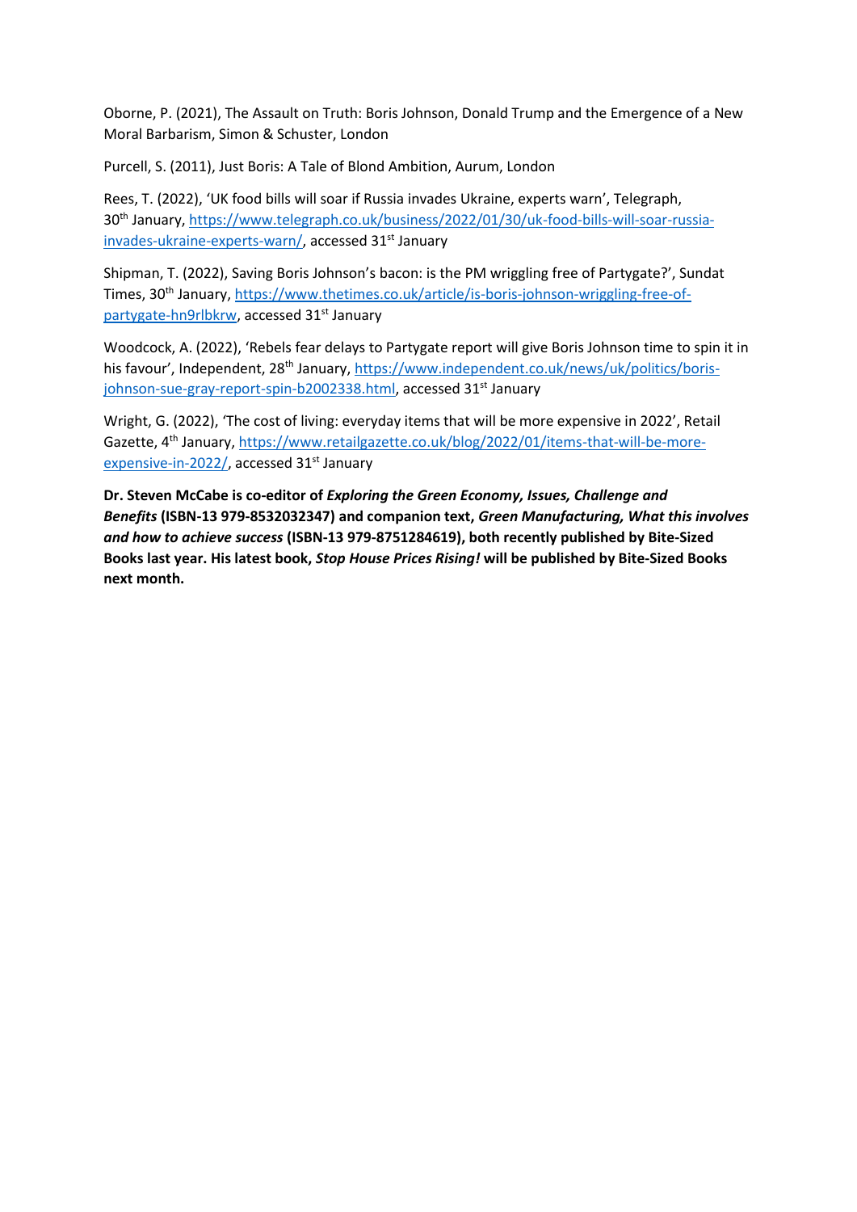Oborne, P. (2021), The Assault on Truth: Boris Johnson, Donald Trump and the Emergence of a New Moral Barbarism, Simon & Schuster, London

Purcell, S. (2011), Just Boris: A Tale of Blond Ambition, Aurum, London

Rees, T. (2022), 'UK food bills will soar if Russia invades Ukraine, experts warn', Telegraph, 30th January, https://www.telegraph.co.uk/business/2022/01/30/uk-food-bills-will-soar-russia-invades-ukraine-experts-warn/, accessed 31st January

Shipman, T. (2022), Saving Boris Johnson's bacon: is the PM wriggling free of Partygate?', Sundat Times, 30th January, https://www.thetimes.co.uk/article/is-boris-johnson-wriggling-free-of-partygate-hn9rlbkrw, accessed 31st January

Woodcock, A. (2022), 'Rebels fear delays to Partygate report will give Boris Johnson time to spin it in his favour', Independent, 28th January, https://www.independent.co.uk/news/uk/politics/boris-johnson-sue-gray-report-spin-b2002338.html, accessed 31st January

Wright, G. (2022), 'The cost of living: everyday items that will be more expensive in 2022', Retail Gazette, 4th January, https://www.retailgazette.co.uk/blog/2022/01/items-that-will-be-more-expensive-in-2022/, accessed 31st January

**Dr. Steven McCabe is co-editor of *Exploring the Green Economy, Issues, Challenge and Benefits* (ISBN-13 979-8532032347) and companion text, *Green Manufacturing, What this involves and how to achieve success* (ISBN-13 979-8751284619), both recently published by Bite-Sized Books last year. His latest book, *Stop House Prices Rising!* will be published by Bite-Sized Books next month.**